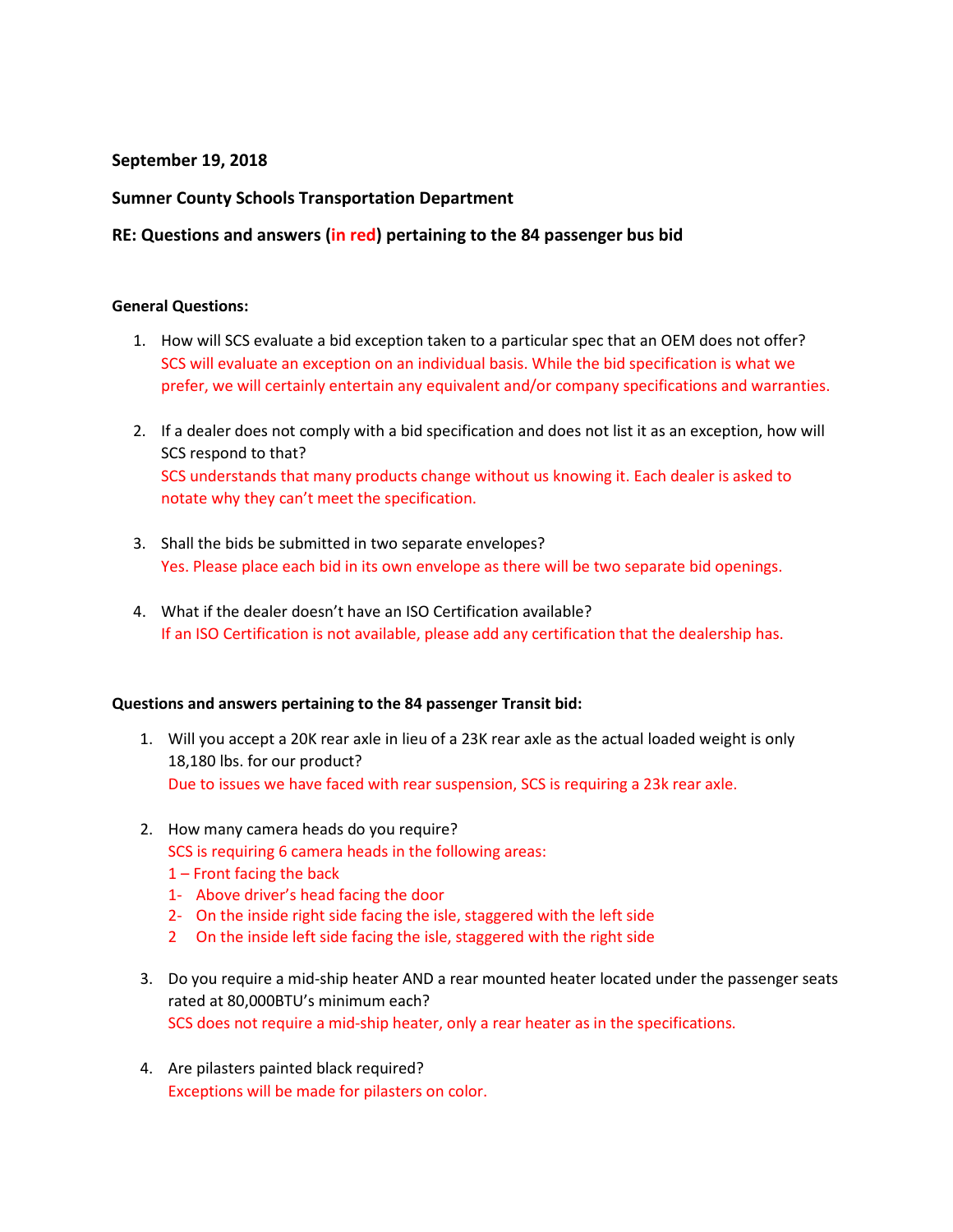**September 19, 2018**

**Sumner County Schools Transportation Department**

**RE: Questions and answers (in red) pertaining to the 84 passenger bus bid**

**General Questions:**

1. How will SCS evaluate a bid exception taken to a particular spec that an OEM does not offer?
   SCS will evaluate an exception on an individual basis. While the bid specification is what we prefer, we will certainly entertain any equivalent and/or company specifications and warranties.

2. If a dealer does not comply with a bid specification and does not list it as an exception, how will SCS respond to that?
   SCS understands that many products change without us knowing it. Each dealer is asked to notate why they can't meet the specification.

3. Shall the bids be submitted in two separate envelopes?
   Yes. Please place each bid in its own envelope as there will be two separate bid openings.

4. What if the dealer doesn't have an ISO Certification available?
   If an ISO Certification is not available, please add any certification that the dealership has.

**Questions and answers pertaining to the 84 passenger Transit bid:**

1. Will you accept a 20K rear axle in lieu of a 23K rear axle as the actual loaded weight is only 18,180 lbs. for our product?
   Due to issues we have faced with rear suspension, SCS is requiring a 23k rear axle.

2. How many camera heads do you require?
   SCS is requiring 6 camera heads in the following areas:
   1 – Front facing the back
   1- Above driver's head facing the door
   2- On the inside right side facing the isle, staggered with the left side
   2 On the inside left side facing the isle, staggered with the right side

3. Do you require a mid-ship heater AND a rear mounted heater located under the passenger seats rated at 80,000BTU's minimum each?
   SCS does not require a mid-ship heater, only a rear heater as in the specifications.

4. Are pilasters painted black required?
   Exceptions will be made for pilasters on color.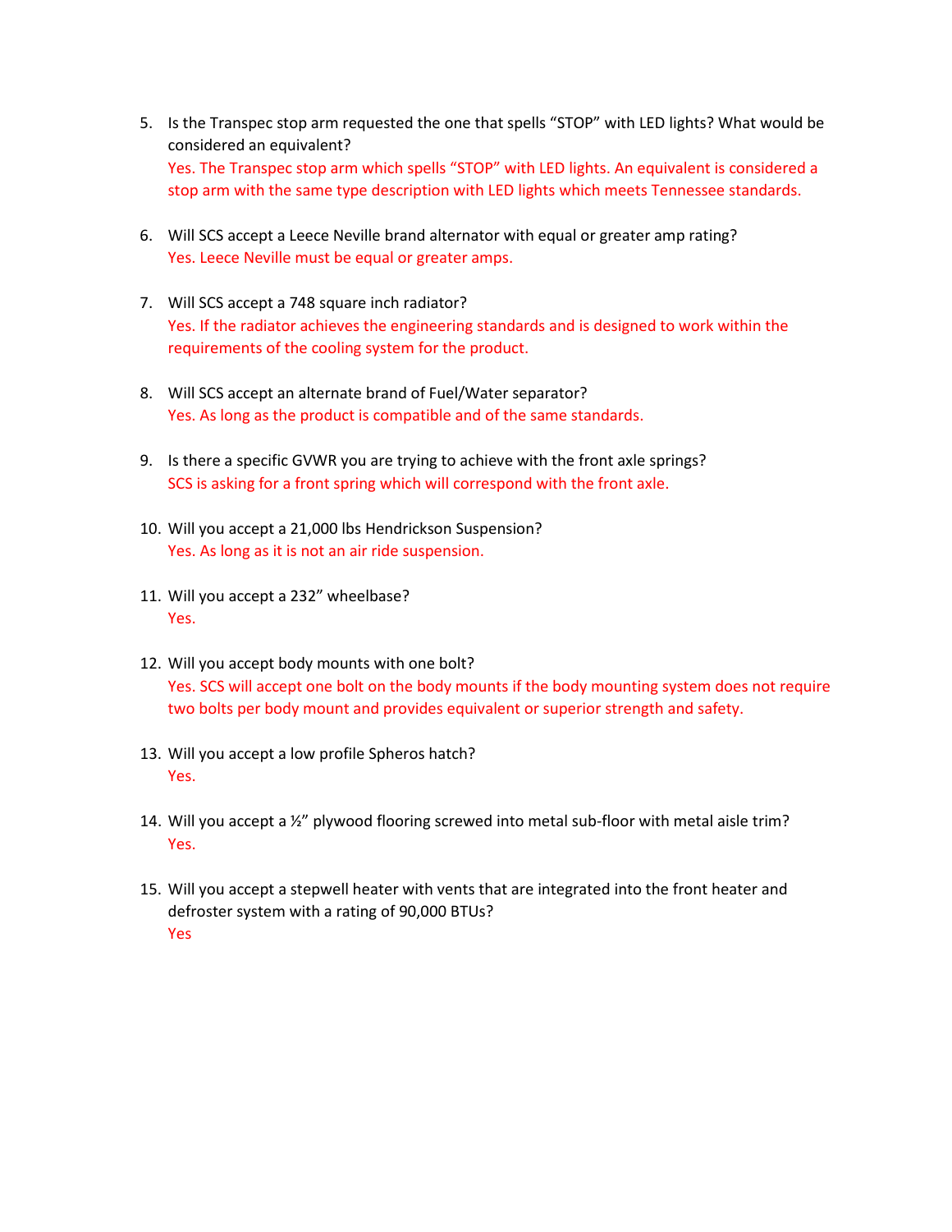5. Is the Transpec stop arm requested the one that spells "STOP" with LED lights? What would be considered an equivalent?
   Yes. The Transpec stop arm which spells "STOP" with LED lights. An equivalent is considered a stop arm with the same type description with LED lights which meets Tennessee standards.

6. Will SCS accept a Leece Neville brand alternator with equal or greater amp rating?
   Yes. Leece Neville must be equal or greater amps.

7. Will SCS accept a 748 square inch radiator?
   Yes. If the radiator achieves the engineering standards and is designed to work within the requirements of the cooling system for the product.

8. Will SCS accept an alternate brand of Fuel/Water separator?
   Yes. As long as the product is compatible and of the same standards.

9. Is there a specific GVWR you are trying to achieve with the front axle springs?
   SCS is asking for a front spring which will correspond with the front axle.

10. Will you accept a 21,000 lbs Hendrickson Suspension?
    Yes. As long as it is not an air ride suspension.

11. Will you accept a 232" wheelbase?
    Yes.

12. Will you accept body mounts with one bolt?
    Yes. SCS will accept one bolt on the body mounts if the body mounting system does not require two bolts per body mount and provides equivalent or superior strength and safety.

13. Will you accept a low profile Spheros hatch?
    Yes.

14. Will you accept a ½" plywood flooring screwed into metal sub-floor with metal aisle trim?
    Yes.

15. Will you accept a stepwell heater with vents that are integrated into the front heater and defroster system with a rating of 90,000 BTUs?
    Yes